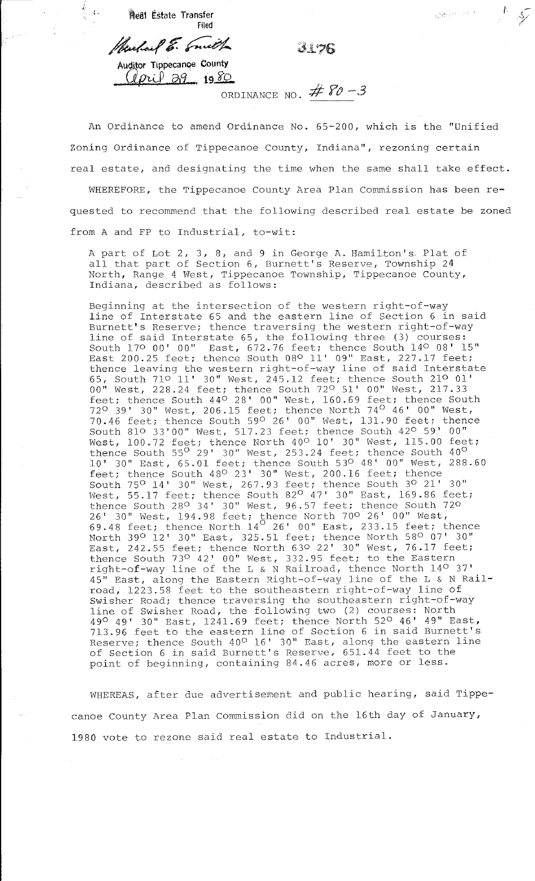Real Estate Transfer
Filed

Michael E. Smith

Auditor Tippecanoe County

April 29 1980

3176

ORDINANCE NO. # 80 -3

An Ordinance to amend Ordinance No. 65-200, which is the "Unified Zoning Ordinance of Tippecanoe County, Indiana", rezoning certain real estate, and designating the time when the same shall take effect.

WHEREFORE, the Tippecanoe County Area Plan Commission has been requested to recommend that the following described real estate be zoned from A and FP to Industrial, to-wit:

A part of Lot 2, 3, 8, and 9 in George A. Hamilton's Plat of all that part of Section 6, Burnett's Reserve, Township 24 North, Range 4 West, Tippecanoe Township, Tippecanoe County, Indiana, described as follows:

Beginning at the intersection of the western right-of-way line of Interstate 65 and the eastern line of Section 6 in said Burnett's Reserve; thence traversing the western right-of-way line of said Interstate 65, the following three (3) courses: South 17° 00' 00" East, 672.76 feet; thence South 14° 08' 15" East 200.25 feet; thence South 08° 11' 09" East, 227.17 feet; thence leaving the western right-of-way line of said Interstate 65, South 71° 11' 30" West, 245.12 feet; thence South 21° 01' 00" West, 228.24 feet; thence South 72° 51' 00" West, 217.33 feet; thence South 44° 28' 00" West, 160.69 feet; thence South 72° 39' 30" West, 206.15 feet; thence North 74° 46' 00" West, 70.46 feet; thence South 59° 26' 00" West, 131.90 feet; thence South 81° 33'00" West, 517.23 feet; thence South 42° 59' 00" West, 100.72 feet; thence North 40° 10' 30" West, 115.00 feet; thence South 55° 29' 30" West, 253.24 feet; thence South 40° 10' 30" East, 65.01 feet; thence South 53° 48' 00" West, 288.60 feet; thence South 48° 23' 30" West, 200.16 feet; thence South 75° 14' 30" West, 267.93 feet; thence South 3° 21' 30" West, 55.17 feet; thence South 82° 47' 30" East, 169.86 feet; thence South 28° 34' 30" West, 96.57 feet; thence South 72° 26' 30" West, 194.98 feet; thence North 70° 26' 00" West, 69.48 feet; thence North 14° 26' 00" East, 233.15 feet; thence North 39° 12' 30" East, 325.51 feet; thence North 58° 07' 30" East, 242.55 feet; thence North 63° 22' 30" West, 76.17 feet; thence South 73° 42' 00" West, 332.95 feet; to the Eastern right-of-way line of the L & N Railroad, thence North 14° 37' 45" East, along the Eastern Right-of-way line of the L & N Railroad, 1223.58 feet to the southeastern right-of-way line of Swisher Road; thence traversing the southeastern right-of-way line of Swisher Road, the following two (2) courses: North 49° 49' 30" East, 1241.69 feet; thence North 52° 46' 49" East, 713.96 feet to the eastern line of Section 6 in said Burnett's Reserve; thence South 40° 16' 30" East, along the eastern line of Section 6 in said Burnett's Reserve, 651.44 feet to the point of beginning, containing 84.46 acres, more or less.

WHEREAS, after due advertisement and public hearing, said Tippecanoe County Area Plan Commission did on the 16th day of January, 1980 vote to rezone said real estate to Industrial.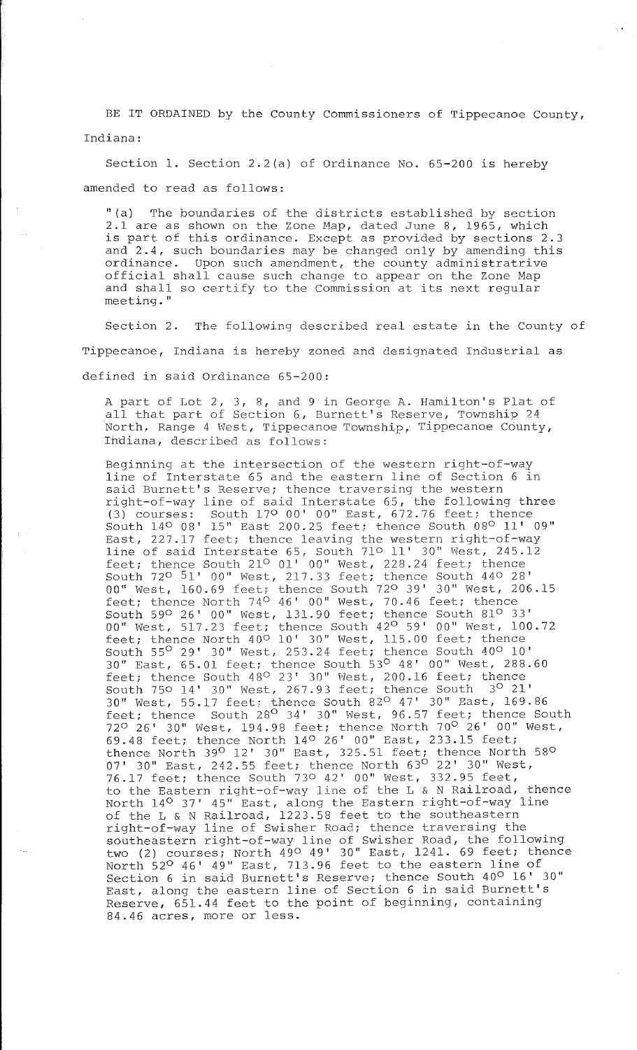BE IT ORDAINED by the County Commissioners of Tippecanoe County, Indiana:

Section 1. Section 2.2(a) of Ordinance No. 65-200 is hereby amended to read as follows:

> "(a) The boundaries of the districts established by section 2.1 are as shown on the Zone Map, dated June 8, 1965, which is part of this ordinance. Except as provided by sections 2.3 and 2.4, such boundaries may be changed only by amending this ordinance. Upon such amendment, the county administratrive official shall cause such change to appear on the Zone Map and shall so certify to the Commission at its next regular meeting."

Section 2. The following described real estate in the County of Tippecanoe, Indiana is hereby zoned and designated Industrial as defined in said Ordinance 65-200:

> A part of Lot 2, 3, 8, and 9 in George A. Hamilton's Plat of all that part of Section 6, Burnett's Reserve, Township 24 North, Range 4 West, Tippecanoe Township, Tippecanoe County, Indiana, described as follows:
>
> Beginning at the intersection of the western right-of-way line of Interstate 65 and the eastern line of Section 6 in said Burnett's Reserve; thence traversing the western right-of-way line of said Interstate 65, the following three (3) courses: South 17° 00' 00" East, 672.76 feet; thence South 14° 08' 15" East 200.25 feet; thence South 08° 11' 09" East, 227.17 feet; thence leaving the western right-of-way line of said Interstate 65, South 71° 11' 30" West, 245.12 feet; thence South 21° 01' 00" West, 228.24 feet; thence South 72° 51' 00" West, 217.33 feet; thence South 44° 28' 00" West, 160.69 feet; thence South 72° 39' 30" West, 206.15 feet; thence North 74° 46' 00" West, 70.46 feet; thence South 59° 26' 00" West, 131.90 feet; thence South 81° 33' 00" West, 517.23 feet; thence South 42° 59' 00" West, 100.72 feet; thence North 40° 10' 30" West, 115.00 feet; thence South 55° 29' 30" West, 253.24 feet; thence South 40° 10' 30" East, 65.01 feet; thence South 53° 48' 00" West, 288.60 feet; thence South 48° 23' 30" West, 200.16 feet; thence South 75° 14' 30" West, 267.93 feet; thence South 3° 21' 30" West, 55.17 feet; thence South 82° 47' 30" East, 169.86 feet; thence South 28° 34' 30" West, 96.57 feet; thence South 72° 26' 30" West, 194.98 feet; thence North 70° 26' 00" West, 69.48 feet; thence North 14° 26' 00" East, 233.15 feet; thence North 39° 12' 30" East, 325.51 feet; thence North 58° 07' 30" East, 242.55 feet; thence North 63° 22' 30" West, 76.17 feet; thence South 73° 42' 00" West, 332.95 feet, to the Eastern right-of-way line of the L & N Railroad, thence North 14° 37' 45" East, along the Eastern right-of-way line of the L & N Railroad, 1223.58 feet to the southeastern right-of-way line of Swisher Road; thence traversing the southeastern right-of-way line of Swisher Road, the following two (2) courses; North 49° 49' 30" East, 1241. 69 feet; thence North 52° 46' 49" East, 713.96 feet to the eastern line of Section 6 in said Burnett's Reserve; thence South 40° 16' 30" East, along the eastern line of Section 6 in said Burnett's Reserve, 651.44 feet to the point of beginning, containing 84.46 acres, more or less.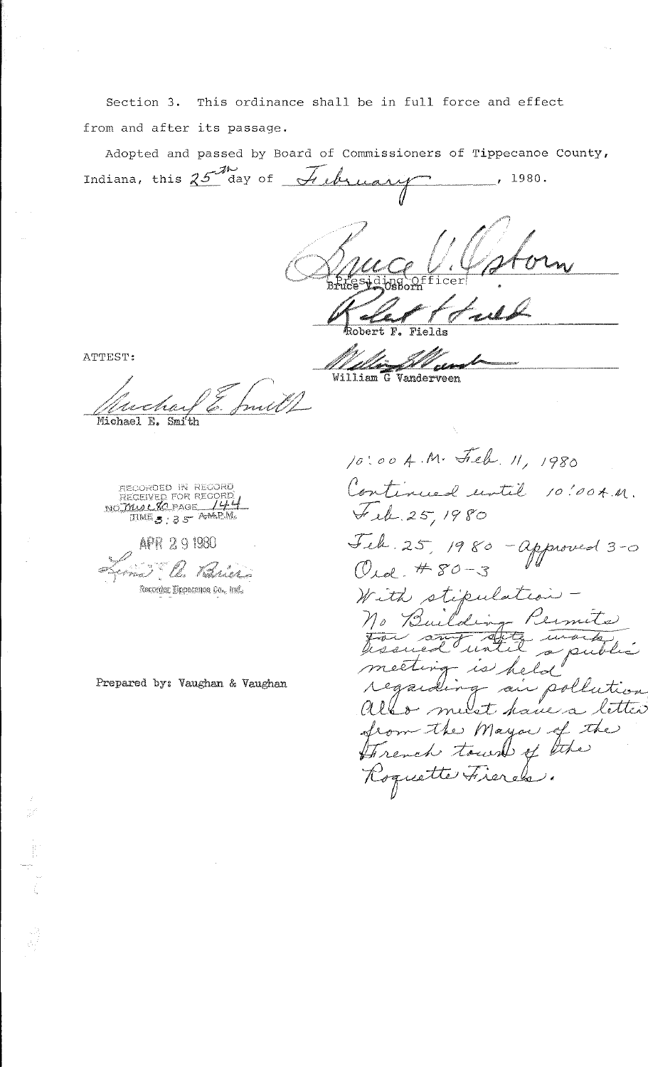Section 3. This ordinance shall be in full force and effect from and after its passage.

Adopted and passed by Board of Commissioners of Tippecanoe County, Indiana, this 25th day of February, 1980.

Bruce V. Osborn
Presiding Officer
Bruce V. Osborn

Robert F. Fields

ATTEST:

William G Vanderveen

Michael E. Smith

RECORDED IN RECORD
RECEIVED FOR RECORD
NO. Misc 80 PAGE 144
TIME 3:35 P.M.

APR 29 1980

Recorder Tippecanoe Co., Ind.

Prepared by: Vaughan & Vaughan

10:00 A.M. Feb. 11, 1980
Continued until 10:00 A.M.
Feb. 25, 1980
Feb. 25, 1980 - approved 3-0
Ord. # 80-3
With stipulation -
No Building Permits ~~for any site work~~ issued until a public meeting is held regarding air pollution. Also must have a letter from the Mayor of the French town of the Roquette Freres.